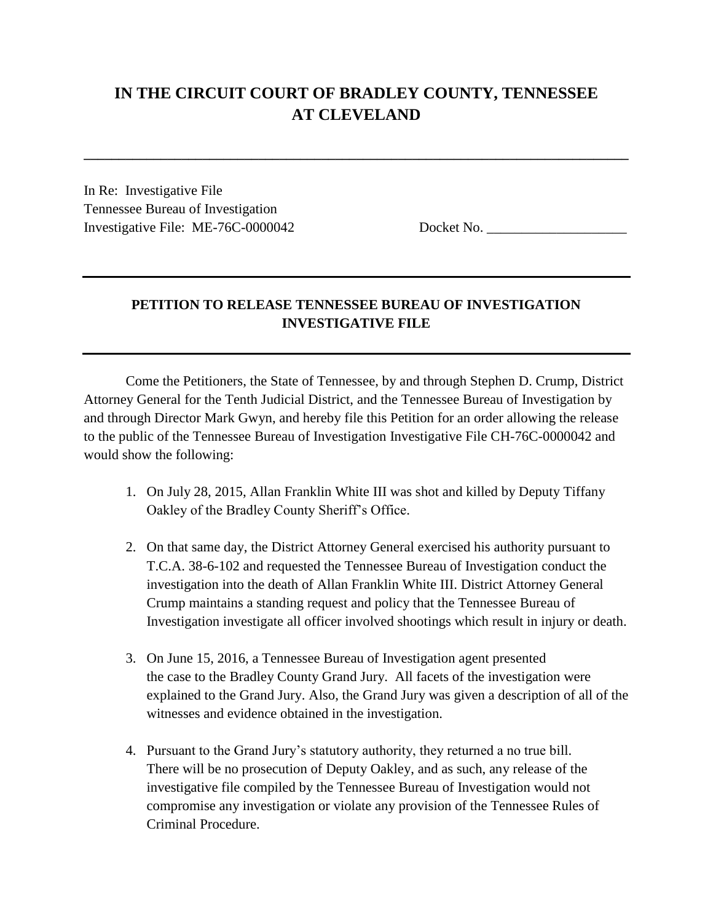# IN THE CIRCUIT COURT OF BRADLEY COUNTY, TENNESSEE AT CLEVELAND

---

In Re: Investigative File
Tennessee Bureau of Investigation
Investigative File: ME-76C-0000042 Docket No. ____________________

---

## PETITION TO RELEASE TENNESSEE BUREAU OF INVESTIGATION INVESTIGATIVE FILE

---

Come the Petitioners, the State of Tennessee, by and through Stephen D. Crump, District Attorney General for the Tenth Judicial District, and the Tennessee Bureau of Investigation by and through Director Mark Gwyn, and hereby file this Petition for an order allowing the release to the public of the Tennessee Bureau of Investigation Investigative File CH-76C-0000042 and would show the following:

1. On July 28, 2015, Allan Franklin White III was shot and killed by Deputy Tiffany Oakley of the Bradley County Sheriff's Office.

2. On that same day, the District Attorney General exercised his authority pursuant to T.C.A. 38-6-102 and requested the Tennessee Bureau of Investigation conduct the investigation into the death of Allan Franklin White III. District Attorney General Crump maintains a standing request and policy that the Tennessee Bureau of Investigation investigate all officer involved shootings which result in injury or death.

3. On June 15, 2016, a Tennessee Bureau of Investigation agent presented the case to the Bradley County Grand Jury. All facets of the investigation were explained to the Grand Jury. Also, the Grand Jury was given a description of all of the witnesses and evidence obtained in the investigation.

4. Pursuant to the Grand Jury's statutory authority, they returned a no true bill. There will be no prosecution of Deputy Oakley, and as such, any release of the investigative file compiled by the Tennessee Bureau of Investigation would not compromise any investigation or violate any provision of the Tennessee Rules of Criminal Procedure.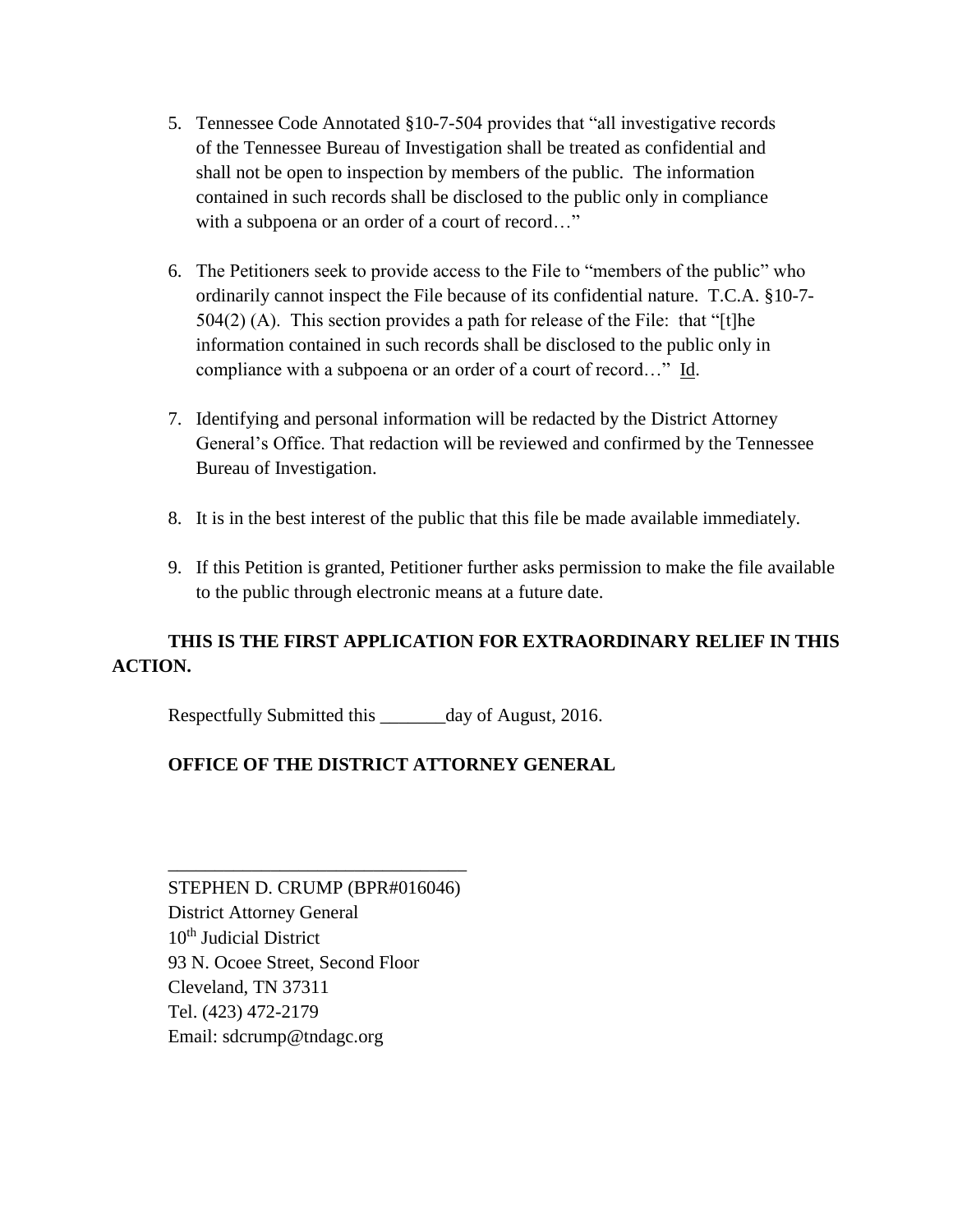5. Tennessee Code Annotated §10-7-504 provides that "all investigative records of the Tennessee Bureau of Investigation shall be treated as confidential and shall not be open to inspection by members of the public. The information contained in such records shall be disclosed to the public only in compliance with a subpoena or an order of a court of record…"

6. The Petitioners seek to provide access to the File to "members of the public" who ordinarily cannot inspect the File because of its confidential nature. T.C.A. §10-7-504(2) (A). This section provides a path for release of the File: that "[t]he information contained in such records shall be disclosed to the public only in compliance with a subpoena or an order of a court of record…" Id.

7. Identifying and personal information will be redacted by the District Attorney General's Office. That redaction will be reviewed and confirmed by the Tennessee Bureau of Investigation.

8. It is in the best interest of the public that this file be made available immediately.

9. If this Petition is granted, Petitioner further asks permission to make the file available to the public through electronic means at a future date.

**THIS IS THE FIRST APPLICATION FOR EXTRAORDINARY RELIEF IN THIS ACTION.**

Respectfully Submitted this _______day of August, 2016.

**OFFICE OF THE DISTRICT ATTORNEY GENERAL**

_______________________________

STEPHEN D. CRUMP (BPR#016046)
District Attorney General
10th Judicial District
93 N. Ocoee Street, Second Floor
Cleveland, TN 37311
Tel. (423) 472-2179
Email: sdcrump@tndagc.org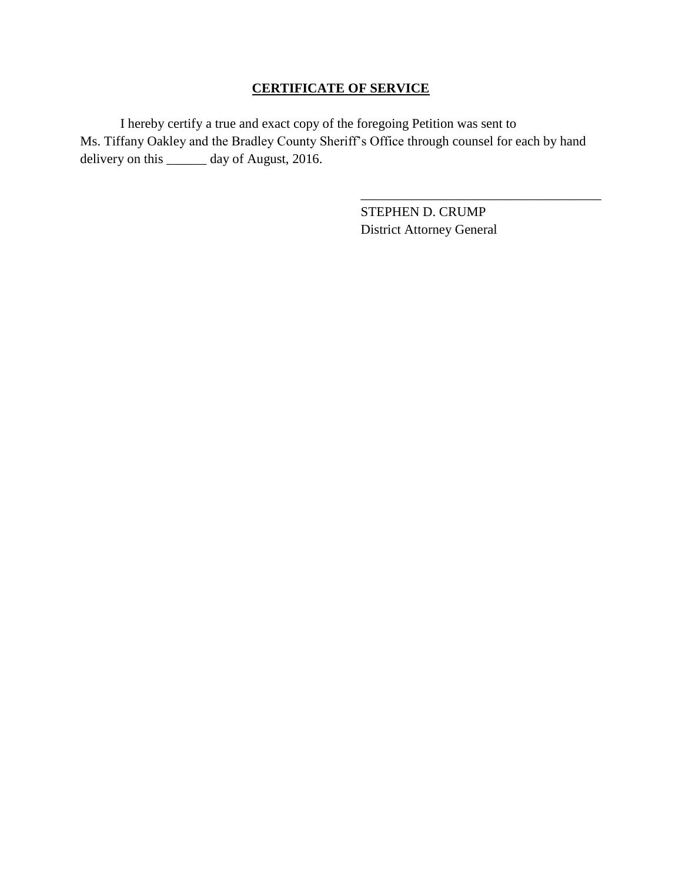## **CERTIFICATE OF SERVICE**

I hereby certify a true and exact copy of the foregoing Petition was sent to Ms. Tiffany Oakley and the Bradley County Sheriff's Office through counsel for each by hand delivery on this ______ day of August, 2016.

_____________________________________

STEPHEN D. CRUMP
District Attorney General